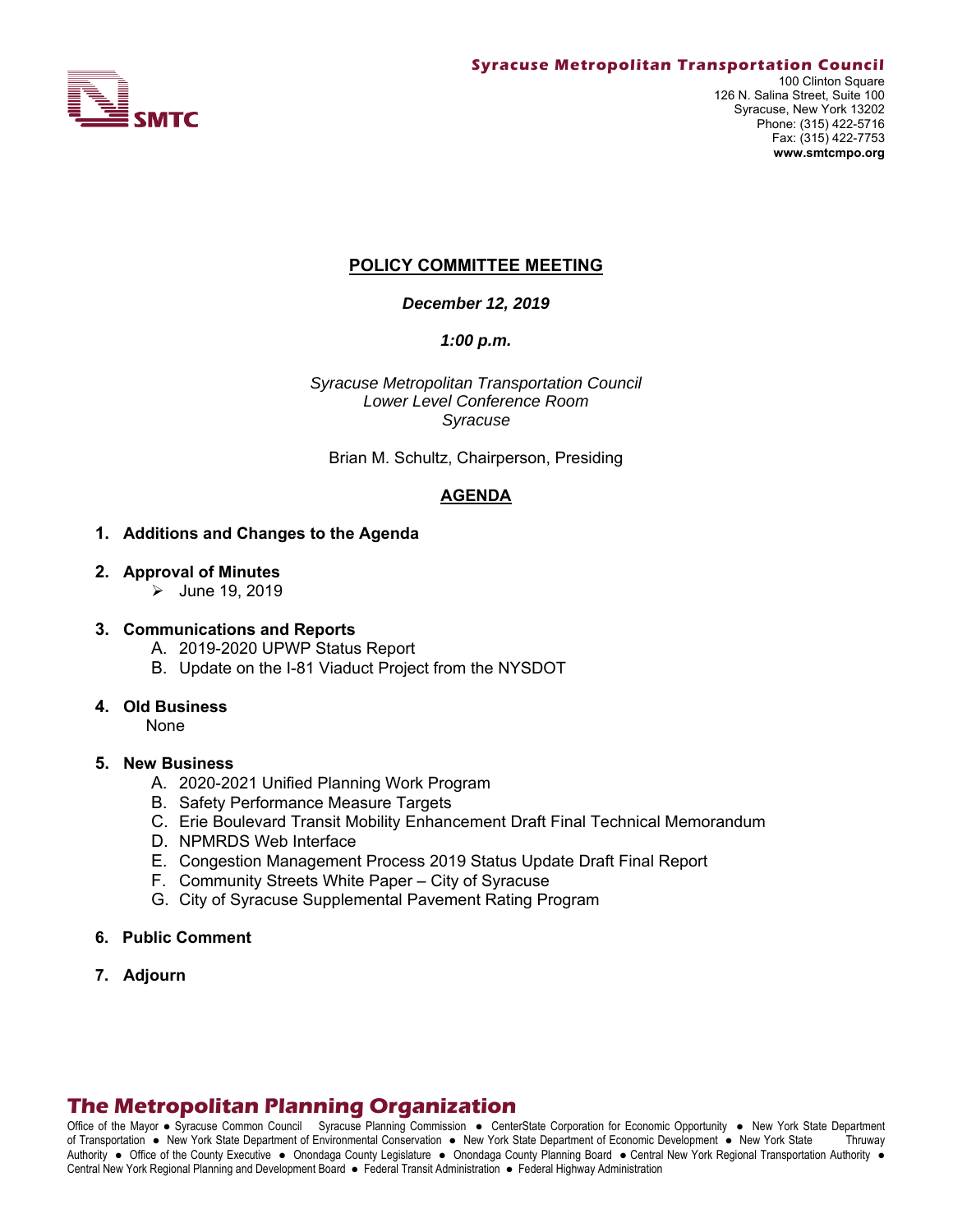**Syracuse Metropolitan Transportation Council**

SMTC

100 Clinton Square
126 N. Salina Street, Suite 100
Syracuse, New York 13202
Phone: (315) 422-5716
Fax: (315) 422-7753
**www.smtcmpo.org**

# POLICY COMMITTEE MEETING

***December 12, 2019***

***1:00 p.m.***

*Syracuse Metropolitan Transportation Council*
*Lower Level Conference Room*
*Syracuse*

Brian M. Schultz, Chairperson, Presiding

## AGENDA

**1. Additions and Changes to the Agenda**

**2. Approval of Minutes**
- June 19, 2019

**3. Communications and Reports**
  - A. 2019-2020 UPWP Status Report
  - B. Update on the I-81 Viaduct Project from the NYSDOT

**4. Old Business**
None

**5. New Business**
  - A. 2020-2021 Unified Planning Work Program
  - B. Safety Performance Measure Targets
  - C. Erie Boulevard Transit Mobility Enhancement Draft Final Technical Memorandum
  - D. NPMRDS Web Interface
  - E. Congestion Management Process 2019 Status Update Draft Final Report
  - F. Community Streets White Paper – City of Syracuse
  - G. City of Syracuse Supplemental Pavement Rating Program

**6. Public Comment**

**7. Adjourn**

**The Metropolitan Planning Organization**

Office of the Mayor ● Syracuse Common Council Syracuse Planning Commission ● CenterState Corporation for Economic Opportunity ● New York State Department of Transportation ● New York State Department of Environmental Conservation ● New York State Department of Economic Development ● New York State Thruway Authority ● Office of the County Executive ● Onondaga County Legislature ● Onondaga County Planning Board ● Central New York Regional Transportation Authority ● Central New York Regional Planning and Development Board ● Federal Transit Administration ● Federal Highway Administration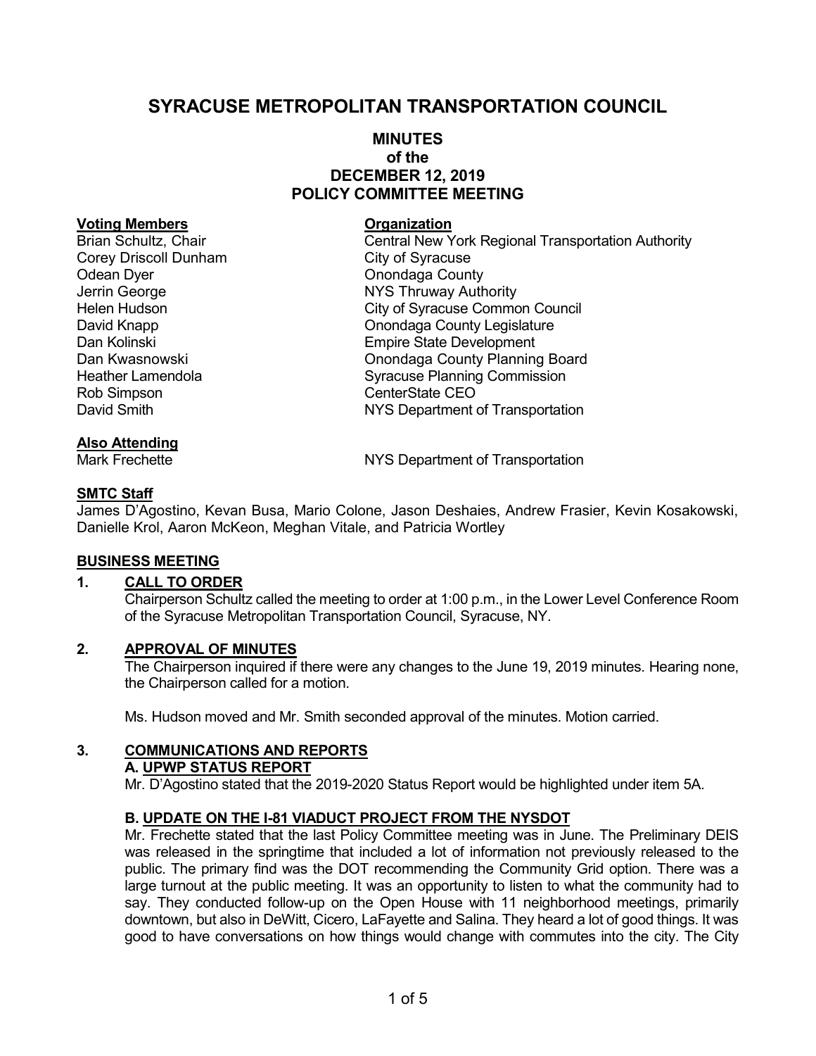# SYRACUSE METROPOLITAN TRANSPORTATION COUNCIL

## MINUTES
## of the
## DECEMBER 12, 2019
## POLICY COMMITTEE MEETING

| **Voting Members** | **Organization** |
|---|---|
| Brian Schultz, Chair | Central New York Regional Transportation Authority |
| Corey Driscoll Dunham | City of Syracuse |
| Odean Dyer | Onondaga County |
| Jerrin George | NYS Thruway Authority |
| Helen Hudson | City of Syracuse Common Council |
| David Knapp | Onondaga County Legislature |
| Dan Kolinski | Empire State Development |
| Dan Kwasnowski | Onondaga County Planning Board |
| Heather Lamendola | Syracuse Planning Commission |
| Rob Simpson | CenterState CEO |
| David Smith | NYS Department of Transportation |

**Also Attending**

| | |
|---|---|
| Mark Frechette | NYS Department of Transportation |

**SMTC Staff**

James D'Agostino, Kevan Busa, Mario Colone, Jason Deshaies, Andrew Frasier, Kevin Kosakowski, Danielle Krol, Aaron McKeon, Meghan Vitale, and Patricia Wortley

**BUSINESS MEETING**

**1. CALL TO ORDER**

Chairperson Schultz called the meeting to order at 1:00 p.m., in the Lower Level Conference Room of the Syracuse Metropolitan Transportation Council, Syracuse, NY.

**2. APPROVAL OF MINUTES**

The Chairperson inquired if there were any changes to the June 19, 2019 minutes. Hearing none, the Chairperson called for a motion.

Ms. Hudson moved and Mr. Smith seconded approval of the minutes. Motion carried.

**3. COMMUNICATIONS AND REPORTS**

**A. UPWP STATUS REPORT**

Mr. D'Agostino stated that the 2019-2020 Status Report would be highlighted under item 5A.

**B. UPDATE ON THE I-81 VIADUCT PROJECT FROM THE NYSDOT**

Mr. Frechette stated that the last Policy Committee meeting was in June. The Preliminary DEIS was released in the springtime that included a lot of information not previously released to the public. The primary find was the DOT recommending the Community Grid option. There was a large turnout at the public meeting. It was an opportunity to listen to what the community had to say. They conducted follow-up on the Open House with 11 neighborhood meetings, primarily downtown, but also in DeWitt, Cicero, LaFayette and Salina. They heard a lot of good things. It was good to have conversations on how things would change with commutes into the city. The City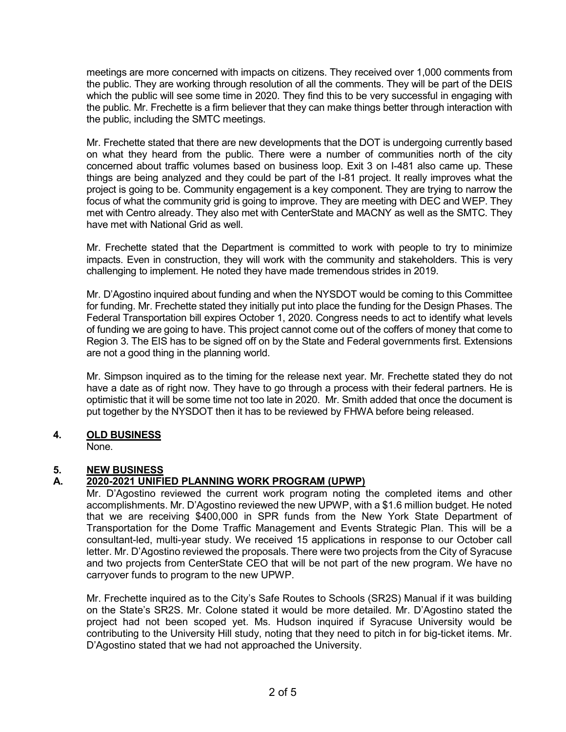meetings are more concerned with impacts on citizens. They received over 1,000 comments from the public. They are working through resolution of all the comments. They will be part of the DEIS which the public will see some time in 2020. They find this to be very successful in engaging with the public. Mr. Frechette is a firm believer that they can make things better through interaction with the public, including the SMTC meetings.

Mr. Frechette stated that there are new developments that the DOT is undergoing currently based on what they heard from the public. There were a number of communities north of the city concerned about traffic volumes based on business loop. Exit 3 on I-481 also came up. These things are being analyzed and they could be part of the I-81 project. It really improves what the project is going to be. Community engagement is a key component. They are trying to narrow the focus of what the community grid is going to improve. They are meeting with DEC and WEP. They met with Centro already. They also met with CenterState and MACNY as well as the SMTC. They have met with National Grid as well.

Mr. Frechette stated that the Department is committed to work with people to try to minimize impacts. Even in construction, they will work with the community and stakeholders. This is very challenging to implement. He noted they have made tremendous strides in 2019.

Mr. D'Agostino inquired about funding and when the NYSDOT would be coming to this Committee for funding. Mr. Frechette stated they initially put into place the funding for the Design Phases. The Federal Transportation bill expires October 1, 2020. Congress needs to act to identify what levels of funding we are going to have. This project cannot come out of the coffers of money that come to Region 3. The EIS has to be signed off on by the State and Federal governments first. Extensions are not a good thing in the planning world.

Mr. Simpson inquired as to the timing for the release next year. Mr. Frechette stated they do not have a date as of right now. They have to go through a process with their federal partners. He is optimistic that it will be some time not too late in 2020. Mr. Smith added that once the document is put together by the NYSDOT then it has to be reviewed by FHWA before being released.

## 4. OLD BUSINESS

None.

## 5. NEW BUSINESS

### A. 2020-2021 UNIFIED PLANNING WORK PROGRAM (UPWP)

Mr. D'Agostino reviewed the current work program noting the completed items and other accomplishments. Mr. D'Agostino reviewed the new UPWP, with a $1.6 million budget. He noted that we are receiving $400,000 in SPR funds from the New York State Department of Transportation for the Dome Traffic Management and Events Strategic Plan. This will be a consultant-led, multi-year study. We received 15 applications in response to our October call letter. Mr. D'Agostino reviewed the proposals. There were two projects from the City of Syracuse and two projects from CenterState CEO that will be not part of the new program. We have no carryover funds to program to the new UPWP.

Mr. Frechette inquired as to the City's Safe Routes to Schools (SR2S) Manual if it was building on the State's SR2S. Mr. Colone stated it would be more detailed. Mr. D'Agostino stated the project had not been scoped yet. Ms. Hudson inquired if Syracuse University would be contributing to the University Hill study, noting that they need to pitch in for big-ticket items. Mr. D'Agostino stated that we had not approached the University.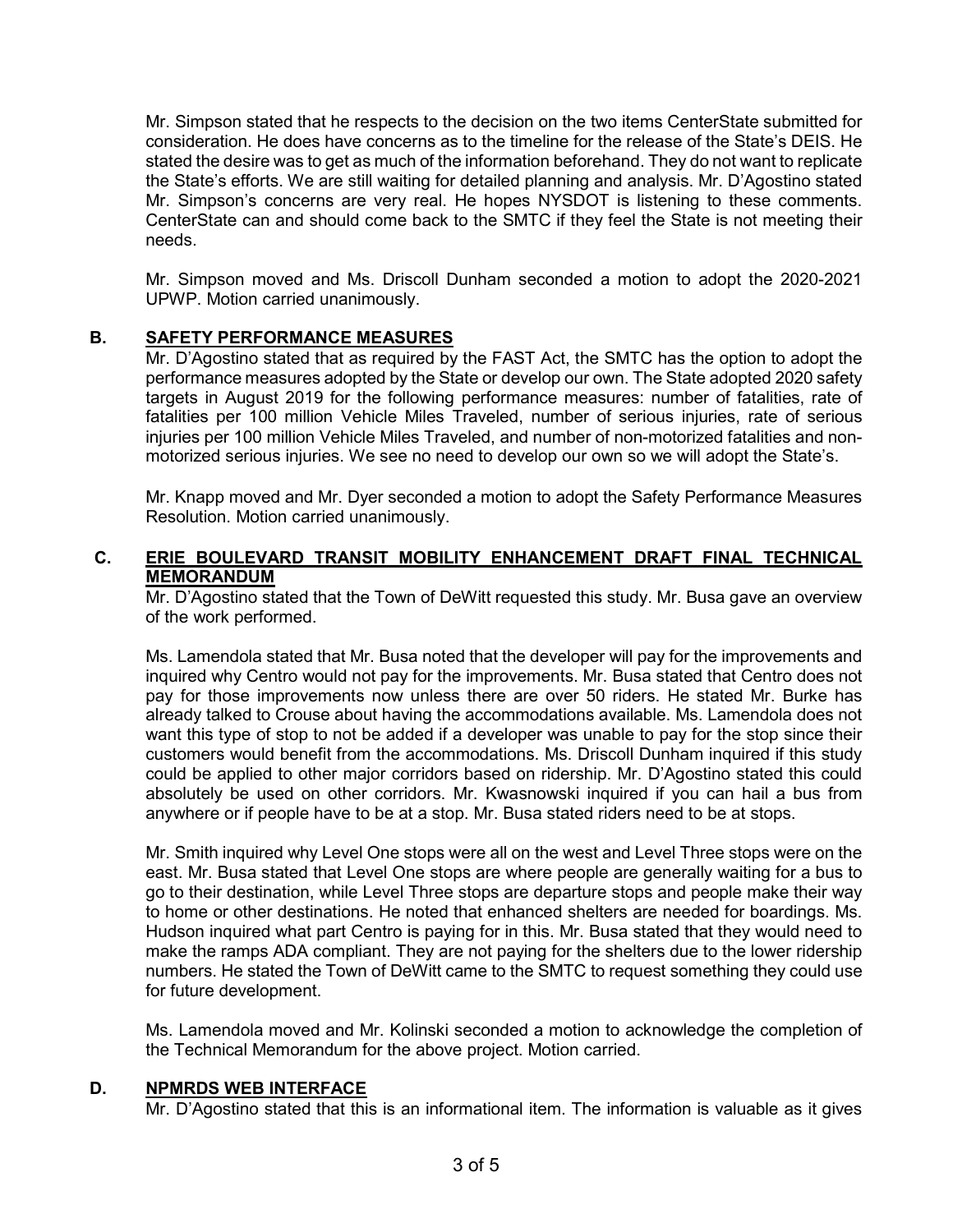Mr. Simpson stated that he respects to the decision on the two items CenterState submitted for consideration. He does have concerns as to the timeline for the release of the State's DEIS. He stated the desire was to get as much of the information beforehand. They do not want to replicate the State's efforts. We are still waiting for detailed planning and analysis. Mr. D'Agostino stated Mr. Simpson's concerns are very real. He hopes NYSDOT is listening to these comments. CenterState can and should come back to the SMTC if they feel the State is not meeting their needs.

Mr. Simpson moved and Ms. Driscoll Dunham seconded a motion to adopt the 2020-2021 UPWP. Motion carried unanimously.

### B. SAFETY PERFORMANCE MEASURES

Mr. D'Agostino stated that as required by the FAST Act, the SMTC has the option to adopt the performance measures adopted by the State or develop our own. The State adopted 2020 safety targets in August 2019 for the following performance measures: number of fatalities, rate of fatalities per 100 million Vehicle Miles Traveled, number of serious injuries, rate of serious injuries per 100 million Vehicle Miles Traveled, and number of non-motorized fatalities and non-motorized serious injuries. We see no need to develop our own so we will adopt the State's.

Mr. Knapp moved and Mr. Dyer seconded a motion to adopt the Safety Performance Measures Resolution. Motion carried unanimously.

### C. ERIE BOULEVARD TRANSIT MOBILITY ENHANCEMENT DRAFT FINAL TECHNICAL MEMORANDUM

Mr. D'Agostino stated that the Town of DeWitt requested this study. Mr. Busa gave an overview of the work performed.

Ms. Lamendola stated that Mr. Busa noted that the developer will pay for the improvements and inquired why Centro would not pay for the improvements. Mr. Busa stated that Centro does not pay for those improvements now unless there are over 50 riders. He stated Mr. Burke has already talked to Crouse about having the accommodations available. Ms. Lamendola does not want this type of stop to not be added if a developer was unable to pay for the stop since their customers would benefit from the accommodations. Ms. Driscoll Dunham inquired if this study could be applied to other major corridors based on ridership. Mr. D'Agostino stated this could absolutely be used on other corridors. Mr. Kwasnowski inquired if you can hail a bus from anywhere or if people have to be at a stop. Mr. Busa stated riders need to be at stops.

Mr. Smith inquired why Level One stops were all on the west and Level Three stops were on the east. Mr. Busa stated that Level One stops are where people are generally waiting for a bus to go to their destination, while Level Three stops are departure stops and people make their way to home or other destinations. He noted that enhanced shelters are needed for boardings. Ms. Hudson inquired what part Centro is paying for in this. Mr. Busa stated that they would need to make the ramps ADA compliant. They are not paying for the shelters due to the lower ridership numbers. He stated the Town of DeWitt came to the SMTC to request something they could use for future development.

Ms. Lamendola moved and Mr. Kolinski seconded a motion to acknowledge the completion of the Technical Memorandum for the above project. Motion carried.

### D. NPMRDS WEB INTERFACE

Mr. D'Agostino stated that this is an informational item. The information is valuable as it gives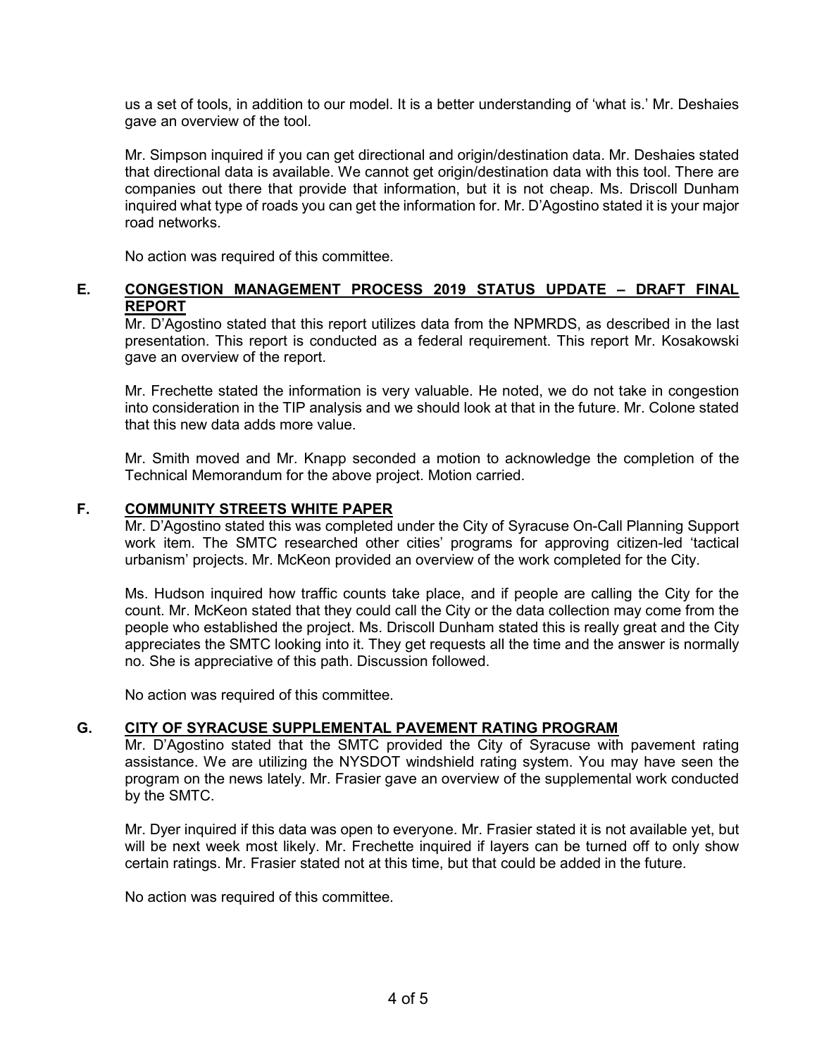us a set of tools, in addition to our model. It is a better understanding of 'what is.' Mr. Deshaies gave an overview of the tool.

Mr. Simpson inquired if you can get directional and origin/destination data. Mr. Deshaies stated that directional data is available. We cannot get origin/destination data with this tool. There are companies out there that provide that information, but it is not cheap. Ms. Driscoll Dunham inquired what type of roads you can get the information for. Mr. D'Agostino stated it is your major road networks.

No action was required of this committee.

**E. <u>CONGESTION MANAGEMENT PROCESS 2019 STATUS UPDATE – DRAFT FINAL REPORT</u>**

Mr. D'Agostino stated that this report utilizes data from the NPMRDS, as described in the last presentation. This report is conducted as a federal requirement. This report Mr. Kosakowski gave an overview of the report.

Mr. Frechette stated the information is very valuable. He noted, we do not take in congestion into consideration in the TIP analysis and we should look at that in the future. Mr. Colone stated that this new data adds more value.

Mr. Smith moved and Mr. Knapp seconded a motion to acknowledge the completion of the Technical Memorandum for the above project. Motion carried.

**F. <u>COMMUNITY STREETS WHITE PAPER</u>**

Mr. D'Agostino stated this was completed under the City of Syracuse On-Call Planning Support work item. The SMTC researched other cities' programs for approving citizen-led 'tactical urbanism' projects. Mr. McKeon provided an overview of the work completed for the City.

Ms. Hudson inquired how traffic counts take place, and if people are calling the City for the count. Mr. McKeon stated that they could call the City or the data collection may come from the people who established the project. Ms. Driscoll Dunham stated this is really great and the City appreciates the SMTC looking into it. They get requests all the time and the answer is normally no. She is appreciative of this path. Discussion followed.

No action was required of this committee.

**G. <u>CITY OF SYRACUSE SUPPLEMENTAL PAVEMENT RATING PROGRAM</u>**

Mr. D'Agostino stated that the SMTC provided the City of Syracuse with pavement rating assistance. We are utilizing the NYSDOT windshield rating system. You may have seen the program on the news lately. Mr. Frasier gave an overview of the supplemental work conducted by the SMTC.

Mr. Dyer inquired if this data was open to everyone. Mr. Frasier stated it is not available yet, but will be next week most likely. Mr. Frechette inquired if layers can be turned off to only show certain ratings. Mr. Frasier stated not at this time, but that could be added in the future.

No action was required of this committee.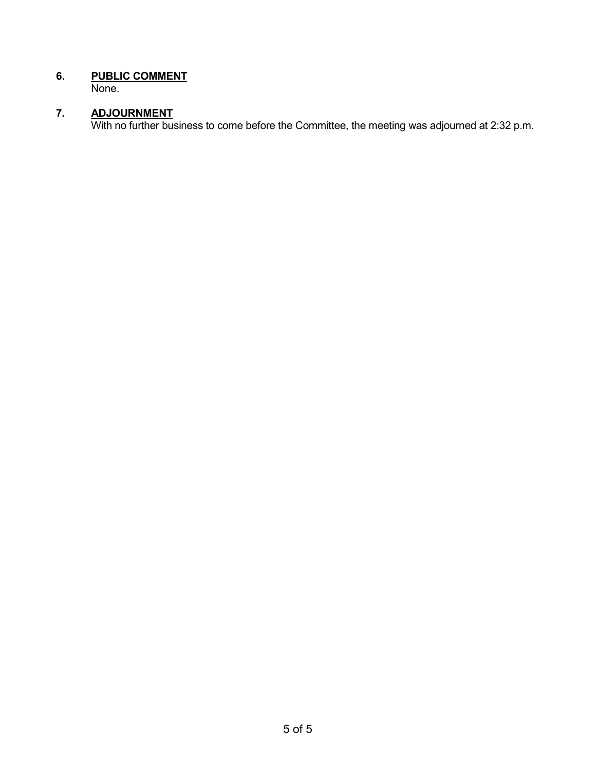**6. PUBLIC COMMENT**

None.

**7. ADJOURNMENT**

With no further business to come before the Committee, the meeting was adjourned at 2:32 p.m.